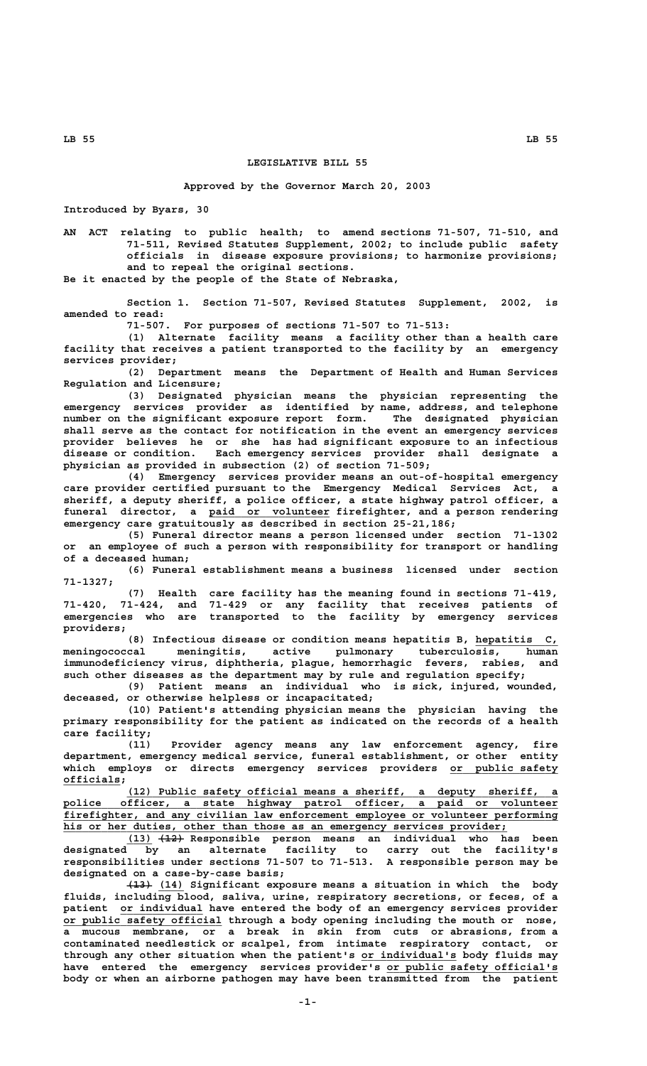# LEGISLATIVE BILL 55

**Approved by the Governor March 20, 2003**

Introduced by Byars, 30

AN ACT relating to public health; to amend sections 71-507, 71-510, and 71-511, Revised Statutes Supplement, 2002; to include public safety officials in disease exposure provisions; to harmonize provisions; and to repeal the original sections.

Be it enacted by the people of the State of Nebraska,

Section 1. Section 71-507, Revised Statutes Supplement, 2002, is amended to read:

71-507. For purposes of sections 71-507 to 71-513:

(1) Alternate facility means a facility other than a health care facility that receives a patient transported to the facility by an emergency services provider;

(2) Department means the Department of Health and Human Services Regulation and Licensure;

(3) Designated physician means the physician representing the emergency services provider as identified by name, address, and telephone number on the significant exposure report form. The designated physician shall serve as the contact for notification in the event an emergency services provider believes he or she has had significant exposure to an infectious disease or condition. Each emergency services provider shall designate a physician as provided in subsection (2) of section 71-509;

(4) Emergency services provider means an out-of-hospital emergency care provider certified pursuant to the Emergency Medical Services Act, a sheriff, a deputy sheriff, a police officer, a state highway patrol officer, a funeral director, a paid or volunteer firefighter, and a person rendering emergency care gratuitously as described in section 25-21,186;

(5) Funeral director means a person licensed under section 71-1302 or an employee of such a person with responsibility for transport or handling of a deceased human;

(6) Funeral establishment means a business licensed under section 71-1327;

(7) Health care facility has the meaning found in sections 71-419, 71-420, 71-424, and 71-429 or any facility that receives patients of emergencies who are transported to the facility by emergency services providers;

(8) Infectious disease or condition means hepatitis B, hepatitis C, meningococcal meningitis, active pulmonary tuberculosis, human immunodeficiency virus, diphtheria, plague, hemorrhagic fevers, rabies, and such other diseases as the department may by rule and regulation specify;

(9) Patient means an individual who is sick, injured, wounded, deceased, or otherwise helpless or incapacitated;

(10) Patient's attending physician means the physician having the primary responsibility for the patient as indicated on the records of a health care facility;

(11) Provider agency means any law enforcement agency, fire department, emergency medical service, funeral establishment, or other entity which employs or directs emergency services providers or public safety officials;

(12) Public safety official means a sheriff, a deputy sheriff, a police officer, a state highway patrol officer, a paid or volunteer firefighter, and any civilian law enforcement employee or volunteer performing his or her duties, other than those as an emergency services provider;

(13) ~~(12)~~ Responsible person means an individual who has been designated by an alternate facility to carry out the facility's responsibilities under sections 71-507 to 71-513. A responsible person may be designated on a case-by-case basis;

~~(13)~~ (14) Significant exposure means a situation in which the body fluids, including blood, saliva, urine, respiratory secretions, or feces, of a patient or individual have entered the body of an emergency services provider or public safety official through a body opening including the mouth or nose, a mucous membrane, or a break in skin from cuts or abrasions, from a contaminated needlestick or scalpel, from intimate respiratory contact, or through any other situation when the patient's or individual's body fluids may have entered the emergency services provider's or public safety official's body or when an airborne pathogen may have been transmitted from the patient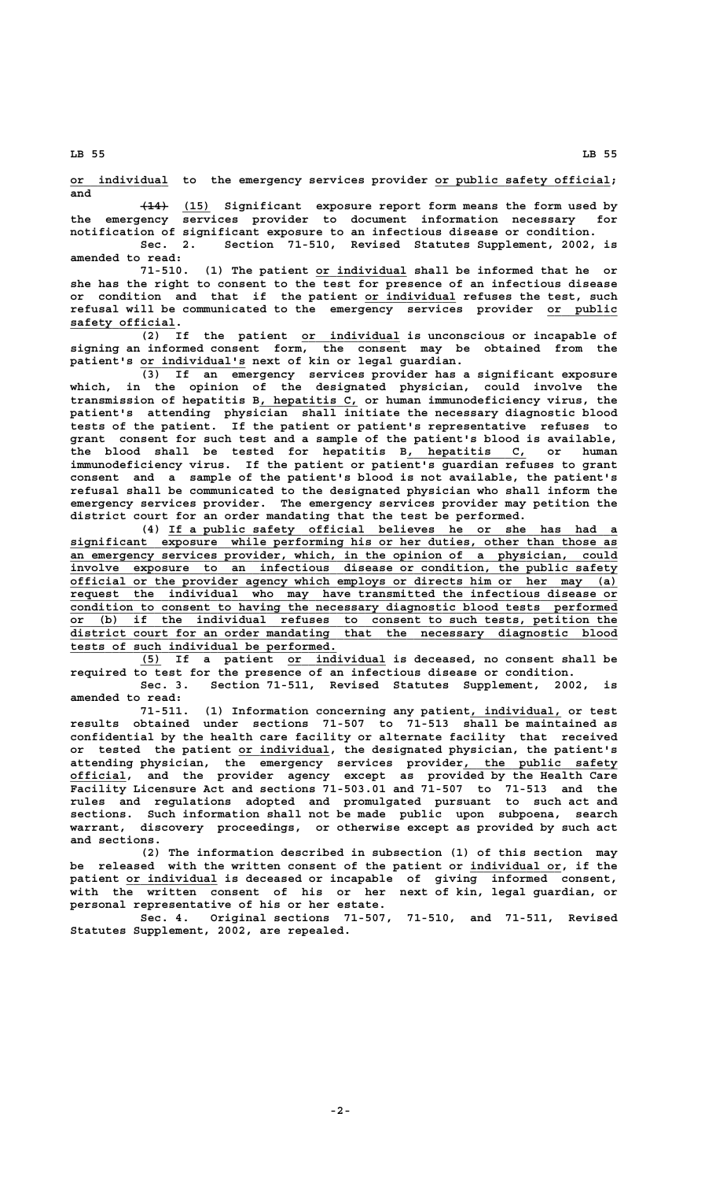or individual to the emergency services provider or public safety official; and

~~(14)~~ (15) Significant exposure report form means the form used by the emergency services provider to document information necessary for notification of significant exposure to an infectious disease or condition.

Sec. 2. Section 71-510, Revised Statutes Supplement, 2002, is amended to read:

71-510. (1) The patient or individual shall be informed that he or she has the right to consent to the test for presence of an infectious disease or condition and that if the patient or individual refuses the test, such refusal will be communicated to the emergency services provider or public safety official.

(2) If the patient or individual is unconscious or incapable of signing an informed consent form, the consent may be obtained from the patient's or individual's next of kin or legal guardian.

(3) If an emergency services provider has a significant exposure which, in the opinion of the designated physician, could involve the transmission of hepatitis B, hepatitis C, or human immunodeficiency virus, the patient's attending physician shall initiate the necessary diagnostic blood tests of the patient. If the patient or patient's representative refuses to grant consent for such test and a sample of the patient's blood is available, the blood shall be tested for hepatitis B, hepatitis C, or human immunodeficiency virus. If the patient or patient's guardian refuses to grant consent and a sample of the patient's blood is not available, the patient's refusal shall be communicated to the designated physician who shall inform the emergency services provider. The emergency services provider may petition the district court for an order mandating that the test be performed.

(4) If a public safety official believes he or she has had a significant exposure while performing his or her duties, other than those as an emergency services provider, which, in the opinion of a physician, could involve exposure to an infectious disease or condition, the public safety official or the provider agency which employs or directs him or her may (a) request the individual who may have transmitted the infectious disease or condition to consent to having the necessary diagnostic blood tests performed or (b) if the individual refuses to consent to such tests, petition the district court for an order mandating that the necessary diagnostic blood tests of such individual be performed.

(5) If a patient or individual is deceased, no consent shall be required to test for the presence of an infectious disease or condition.

Sec. 3. Section 71-511, Revised Statutes Supplement, 2002, is amended to read:

71-511. (1) Information concerning any patient, individual, or test results obtained under sections 71-507 to 71-513 shall be maintained as confidential by the health care facility or alternate facility that received or tested the patient or individual, the designated physician, the patient's attending physician, the emergency services provider, the public safety official, and the provider agency except as provided by the Health Care Facility Licensure Act and sections 71-503.01 and 71-507 to 71-513 and the rules and regulations adopted and promulgated pursuant to such act and sections. Such information shall not be made public upon subpoena, search warrant, discovery proceedings, or otherwise except as provided by such act and sections.

(2) The information described in subsection (1) of this section may be released with the written consent of the patient or individual or, if the patient or individual is deceased or incapable of giving informed consent, with the written consent of his or her next of kin, legal guardian, or personal representative of his or her estate.

Sec. 4. Original sections 71-507, 71-510, and 71-511, Revised Statutes Supplement, 2002, are repealed.